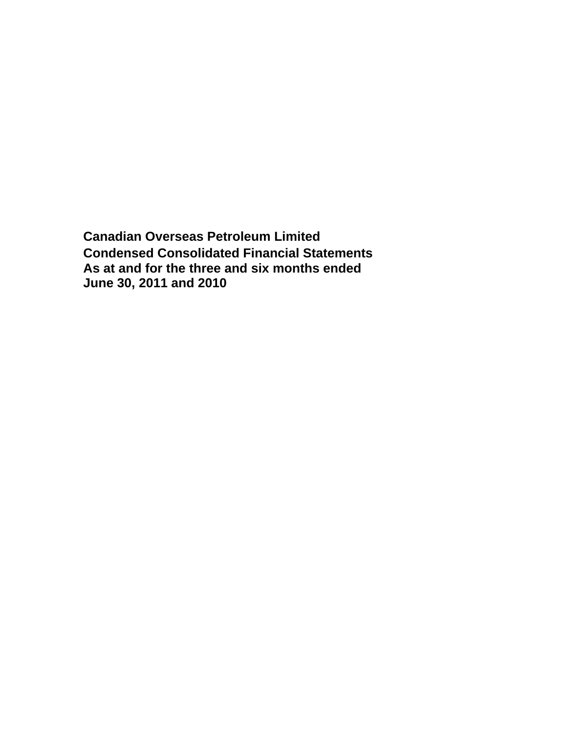# Canadian Overseas Petroleum Limited

## Condensed Consolidated Financial Statements

## As at and for the three and six months ended June 30, 2011 and 2010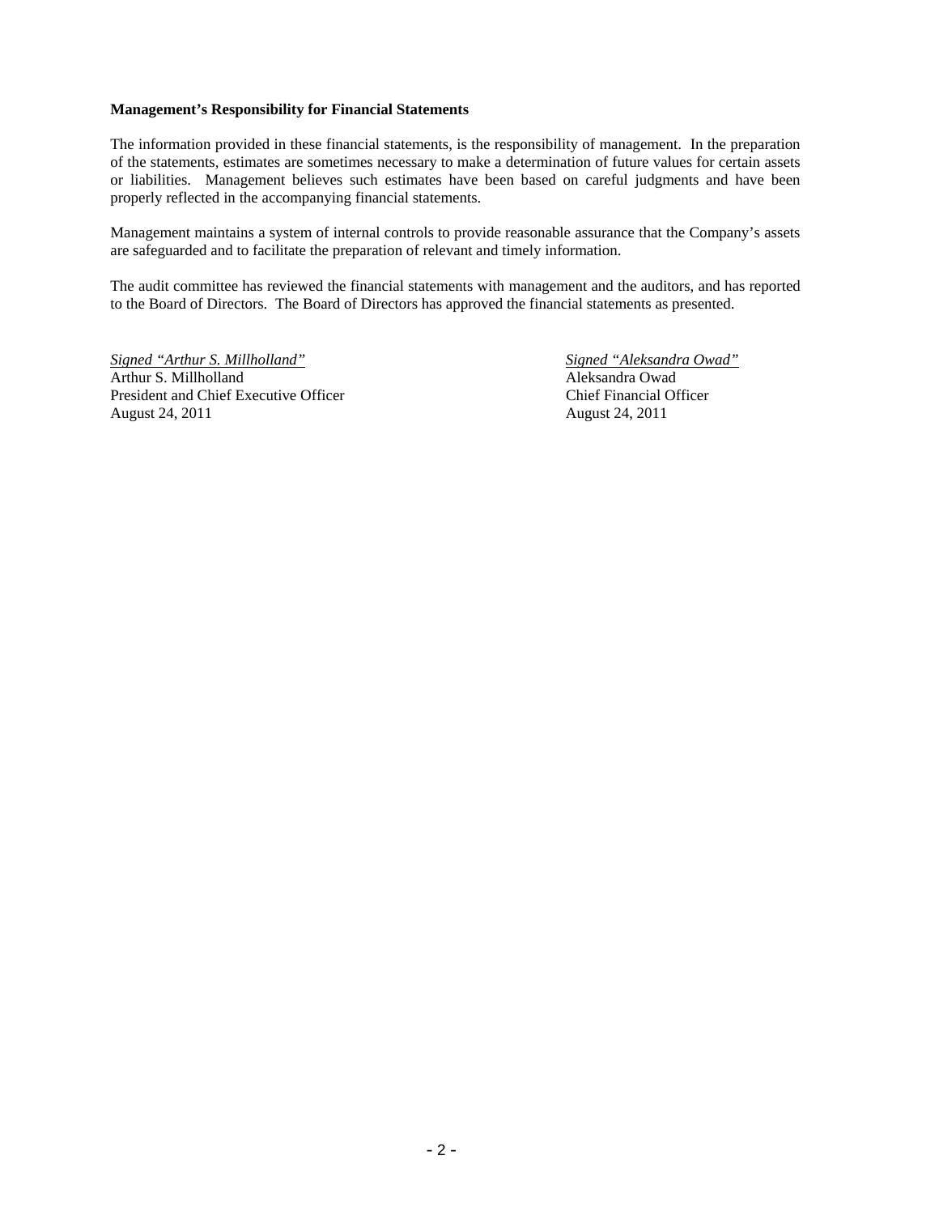**Management's Responsibility for Financial Statements**

The information provided in these financial statements, is the responsibility of management. In the preparation of the statements, estimates are sometimes necessary to make a determination of future values for certain assets or liabilities. Management believes such estimates have been based on careful judgments and have been properly reflected in the accompanying financial statements.

Management maintains a system of internal controls to provide reasonable assurance that the Company's assets are safeguarded and to facilitate the preparation of relevant and timely information.

The audit committee has reviewed the financial statements with management and the auditors, and has reported to the Board of Directors. The Board of Directors has approved the financial statements as presented.

*Signed "Arthur S. Millholland"*
Arthur S. Millholland
President and Chief Executive Officer
August 24, 2011

*Signed "Aleksandra Owad"*
Aleksandra Owad
Chief Financial Officer
August 24, 2011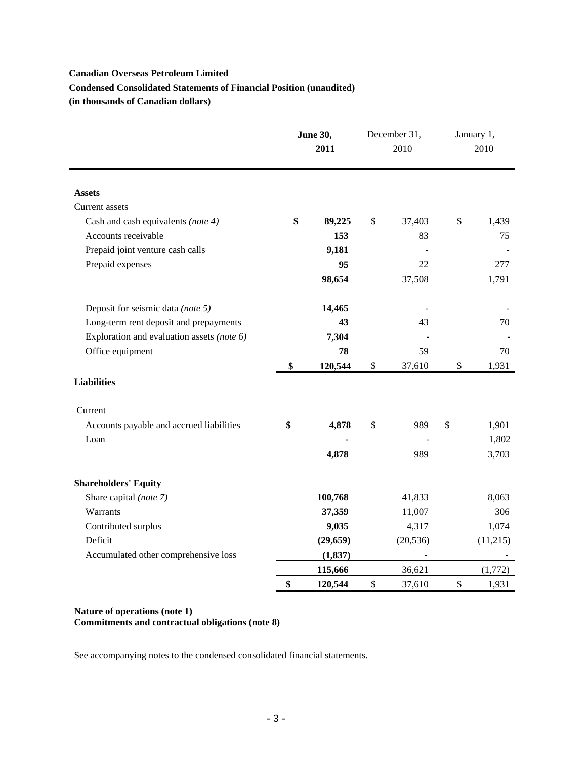**Canadian Overseas Petroleum Limited**

**Condensed Consolidated Statements of Financial Position (unaudited)**

**(in thousands of Canadian dollars)**

| | **June 30, 2011** | December 31, 2010 | January 1, 2010 |
|---|---|---|---|
| **Assets** | | | |
| Current assets | | | |
| Cash and cash equivalents *(note 4)* | **$ 89,225** | $ 37,403 | $ 1,439 |
| Accounts receivable | **153** | 83 | 75 |
| Prepaid joint venture cash calls | **9,181** | - | - |
| Prepaid expenses | **95** | 22 | 277 |
| | **98,654** | 37,508 | 1,791 |
| Deposit for seismic data *(note 5)* | **14,465** | - | - |
| Long-term rent deposit and prepayments | **43** | 43 | 70 |
| Exploration and evaluation assets *(note 6)* | **7,304** | - | - |
| Office equipment | **78** | 59 | 70 |
| | **$ 120,544** | $ 37,610 | $ 1,931 |
| **Liabilities** | | | |
| Current | | | |
| Accounts payable and accrued liabilities | **$ 4,878** | $ 989 | $ 1,901 |
| Loan | **-** | - | 1,802 |
| | **4,878** | 989 | 3,703 |
| **Shareholders' Equity** | | | |
| Share capital *(note 7)* | **100,768** | 41,833 | 8,063 |
| Warrants | **37,359** | 11,007 | 306 |
| Contributed surplus | **9,035** | 4,317 | 1,074 |
| Deficit | **(29,659)** | (20,536) | (11,215) |
| Accumulated other comprehensive loss | **(1,837)** | - | - |
| | **115,666** | 36,621 | (1,772) |
| | **$ 120,544** | $ 37,610 | $ 1,931 |

**Nature of operations (note 1)**
**Commitments and contractual obligations (note 8)**

See accompanying notes to the condensed consolidated financial statements.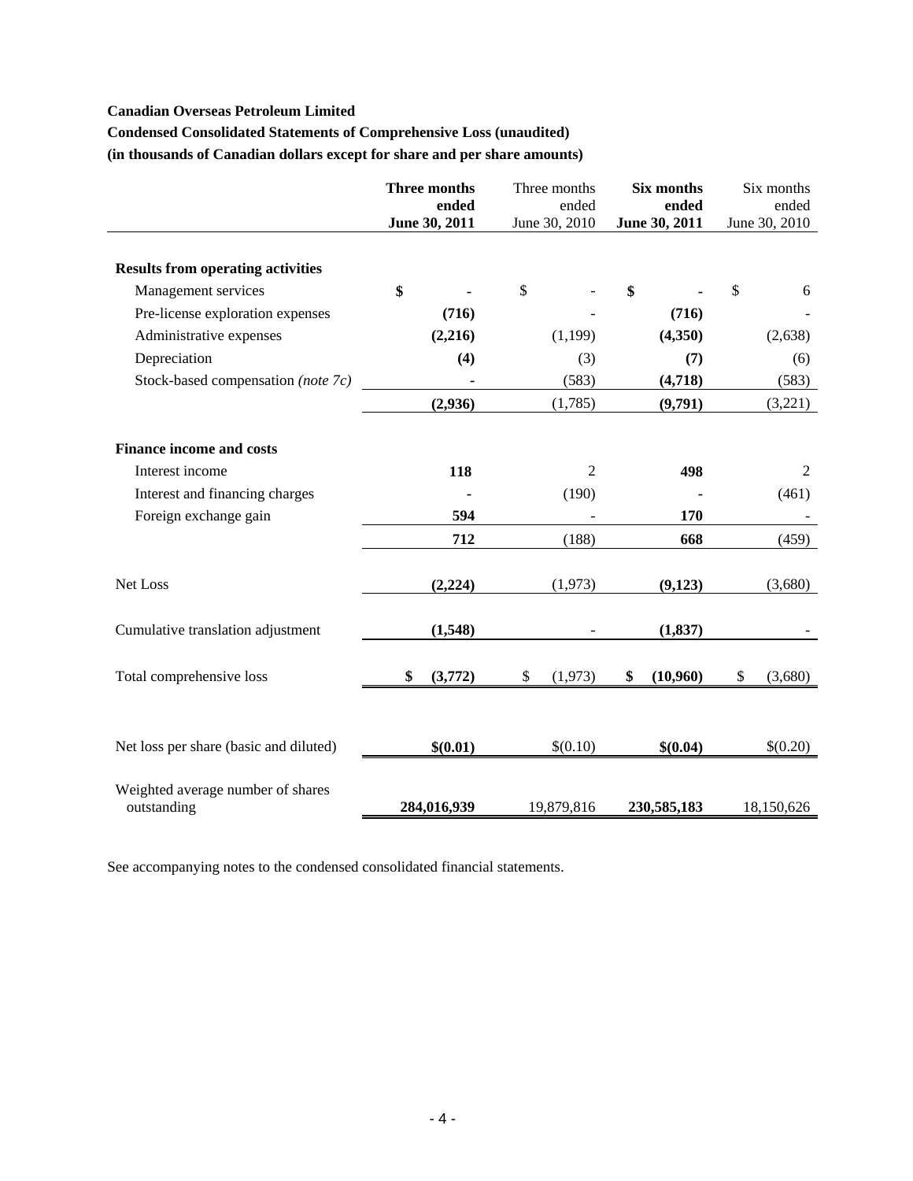**Canadian Overseas Petroleum Limited**

**Condensed Consolidated Statements of Comprehensive Loss (unaudited)**

**(in thousands of Canadian dollars except for share and per share amounts)**

| | **Three months ended June 30, 2011** | Three months ended June 30, 2010 | **Six months ended June 30, 2011** | Six months ended June 30, 2010 |
|---|---|---|---|---|
| **Results from operating activities** | | | | |
| Management services | **$ -** | $ - | **$ -** | $ 6 |
| Pre-license exploration expenses | **(716)** | - | **(716)** | - |
| Administrative expenses | **(2,216)** | (1,199) | **(4,350)** | (2,638) |
| Depreciation | **(4)** | (3) | **(7)** | (6) |
| Stock-based compensation *(note 7c)* | **-** | (583) | **(4,718)** | (583) |
| | **(2,936)** | (1,785) | **(9,791)** | (3,221) |
| **Finance income and costs** | | | | |
| Interest income | **118** | 2 | **498** | 2 |
| Interest and financing charges | **-** | (190) | **-** | (461) |
| Foreign exchange gain | **594** | - | **170** | - |
| | **712** | (188) | **668** | (459) |
| Net Loss | **(2,224)** | (1,973) | **(9,123)** | (3,680) |
| Cumulative translation adjustment | **(1,548)** | - | **(1,837)** | - |
| Total comprehensive loss | **$ (3,772)** | $ (1,973) | **$ (10,960)** | $ (3,680) |
| Net loss per share (basic and diluted) | **$(0.01)** | $(0.10) | **$(0.04)** | $(0.20) |
| Weighted average number of shares outstanding | **284,016,939** | 19,879,816 | **230,585,183** | 18,150,626 |

See accompanying notes to the condensed consolidated financial statements.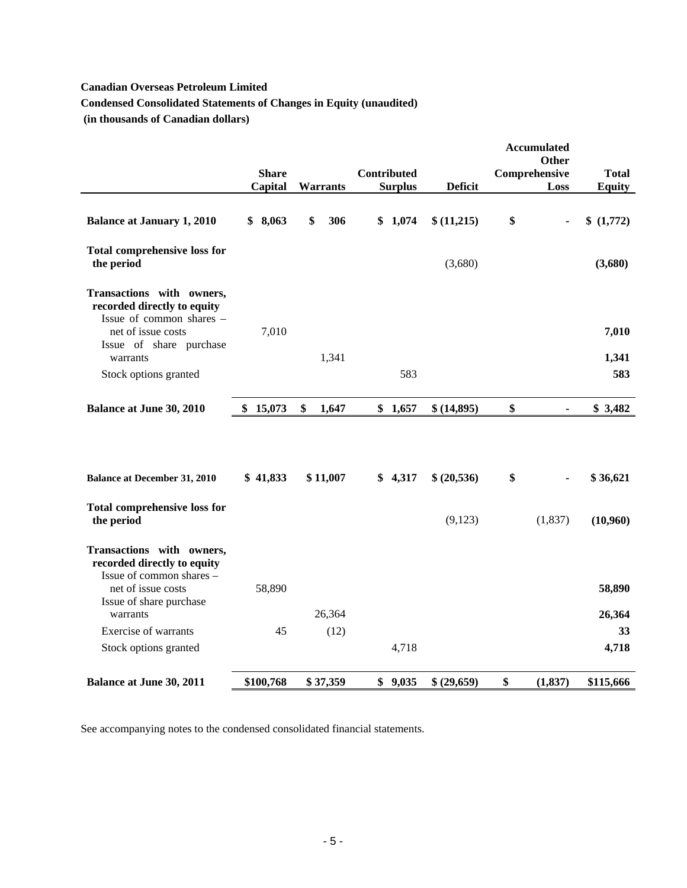**Canadian Overseas Petroleum Limited**

**Condensed Consolidated Statements of Changes in Equity (unaudited)**

**(in thousands of Canadian dollars)**

| | Share Capital | Warrants | Contributed Surplus | Deficit | Accumulated Other Comprehensive Loss | Total Equity |
|---|---|---|---|---|---|---|
| **Balance at January 1, 2010** | **$ 8,063** | **$ 306** | **$ 1,074** | **$ (11,215)** | **$ -** | **$ (1,772)** |
| **Total comprehensive loss for the period** | | | | (3,680) | | **(3,680)** |
| **Transactions with owners, recorded directly to equity** | | | | | | |
| Issue of common shares – net of issue costs | 7,010 | | | | | **7,010** |
| Issue of share purchase warrants | | 1,341 | | | | **1,341** |
| Stock options granted | | | 583 | | | **583** |
| **Balance at June 30, 2010** | **$ 15,073** | **$ 1,647** | **$ 1,657** | **$ (14,895)** | **$ -** | **$ 3,482** |
| | | | | | | |
| **Balance at December 31, 2010** | **$ 41,833** | **$ 11,007** | **$ 4,317** | **$ (20,536)** | **$ -** | **$ 36,621** |
| **Total comprehensive loss for the period** | | | | (9,123) | (1,837) | **(10,960)** |
| **Transactions with owners, recorded directly to equity** | | | | | | |
| Issue of common shares – net of issue costs | 58,890 | | | | | **58,890** |
| Issue of share purchase warrants | | 26,364 | | | | **26,364** |
| Exercise of warrants | 45 | (12) | | | | **33** |
| Stock options granted | | | 4,718 | | | **4,718** |
| **Balance at June 30, 2011** | **$100,768** | **$ 37,359** | **$ 9,035** | **$ (29,659)** | **$ (1,837)** | **$115,666** |

See accompanying notes to the condensed consolidated financial statements.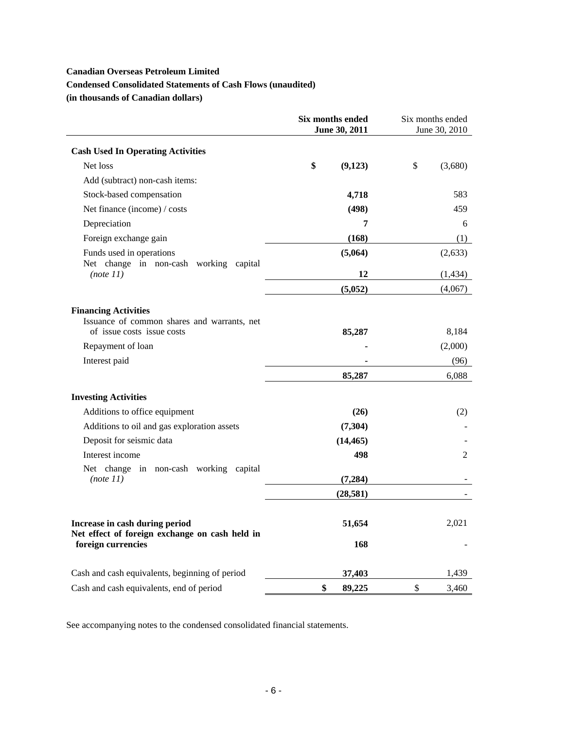**Canadian Overseas Petroleum Limited**

**Condensed Consolidated Statements of Cash Flows (unaudited)**

**(in thousands of Canadian dollars)**

| | **Six months ended June 30, 2011** | Six months ended June 30, 2010 |
|---|---|---|
| **Cash Used In Operating Activities** | | |
| Net loss | **$ (9,123)** | $ (3,680) |
| Add (subtract) non-cash items: | | |
| Stock-based compensation | **4,718** | 583 |
| Net finance (income) / costs | **(498)** | 459 |
| Depreciation | **7** | 6 |
| Foreign exchange gain | **(168)** | (1) |
| Funds used in operations | **(5,064)** | (2,633) |
| Net change in non-cash working capital *(note 11)* | **12** | (1,434) |
| | **(5,052)** | (4,067) |
| **Financing Activities** | | |
| Issuance of common shares and warrants, net of issue costs issue costs | **85,287** | 8,184 |
| Repayment of loan | **-** | (2,000) |
| Interest paid | **-** | (96) |
| | **85,287** | 6,088 |
| **Investing Activities** | | |
| Additions to office equipment | **(26)** | (2) |
| Additions to oil and gas exploration assets | **(7,304)** | - |
| Deposit for seismic data | **(14,465)** | - |
| Interest income | **498** | 2 |
| Net change in non-cash working capital *(note 11)* | **(7,284)** | - |
| | **(28,581)** | - |
| **Increase in cash during period** | **51,654** | 2,021 |
| **Net effect of foreign exchange on cash held in foreign currencies** | **168** | - |
| Cash and cash equivalents, beginning of period | **37,403** | 1,439 |
| Cash and cash equivalents, end of period | **$ 89,225** | $ 3,460 |

See accompanying notes to the condensed consolidated financial statements.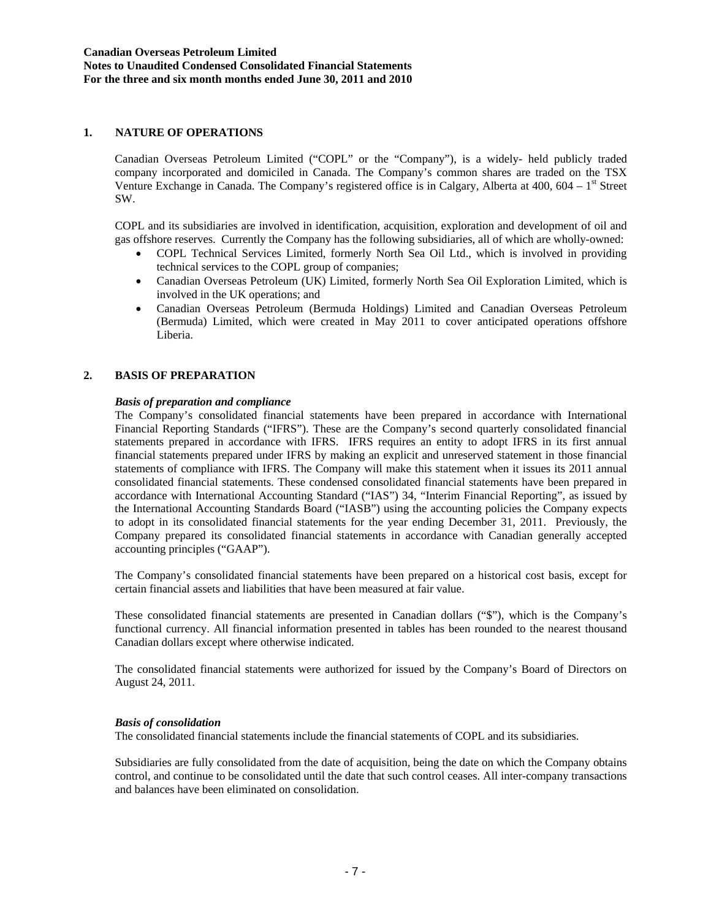## 1. NATURE OF OPERATIONS

Canadian Overseas Petroleum Limited ("COPL" or the "Company"), is a widely- held publicly traded company incorporated and domiciled in Canada. The Company's common shares are traded on the TSX Venture Exchange in Canada. The Company's registered office is in Calgary, Alberta at 400, 604 – 1st Street SW.

COPL and its subsidiaries are involved in identification, acquisition, exploration and development of oil and gas offshore reserves. Currently the Company has the following subsidiaries, all of which are wholly-owned:

- COPL Technical Services Limited, formerly North Sea Oil Ltd., which is involved in providing technical services to the COPL group of companies;
- Canadian Overseas Petroleum (UK) Limited, formerly North Sea Oil Exploration Limited, which is involved in the UK operations; and
- Canadian Overseas Petroleum (Bermuda Holdings) Limited and Canadian Overseas Petroleum (Bermuda) Limited, which were created in May 2011 to cover anticipated operations offshore Liberia.

## 2. BASIS OF PREPARATION

***Basis of preparation and compliance***

The Company's consolidated financial statements have been prepared in accordance with International Financial Reporting Standards ("IFRS"). These are the Company's second quarterly consolidated financial statements prepared in accordance with IFRS. IFRS requires an entity to adopt IFRS in its first annual financial statements prepared under IFRS by making an explicit and unreserved statement in those financial statements of compliance with IFRS. The Company will make this statement when it issues its 2011 annual consolidated financial statements. These condensed consolidated financial statements have been prepared in accordance with International Accounting Standard ("IAS") 34, "Interim Financial Reporting", as issued by the International Accounting Standards Board ("IASB") using the accounting policies the Company expects to adopt in its consolidated financial statements for the year ending December 31, 2011. Previously, the Company prepared its consolidated financial statements in accordance with Canadian generally accepted accounting principles ("GAAP").

The Company's consolidated financial statements have been prepared on a historical cost basis, except for certain financial assets and liabilities that have been measured at fair value.

These consolidated financial statements are presented in Canadian dollars ("$"), which is the Company's functional currency. All financial information presented in tables has been rounded to the nearest thousand Canadian dollars except where otherwise indicated.

The consolidated financial statements were authorized for issued by the Company's Board of Directors on August 24, 2011.

***Basis of consolidation***

The consolidated financial statements include the financial statements of COPL and its subsidiaries.

Subsidiaries are fully consolidated from the date of acquisition, being the date on which the Company obtains control, and continue to be consolidated until the date that such control ceases. All inter-company transactions and balances have been eliminated on consolidation.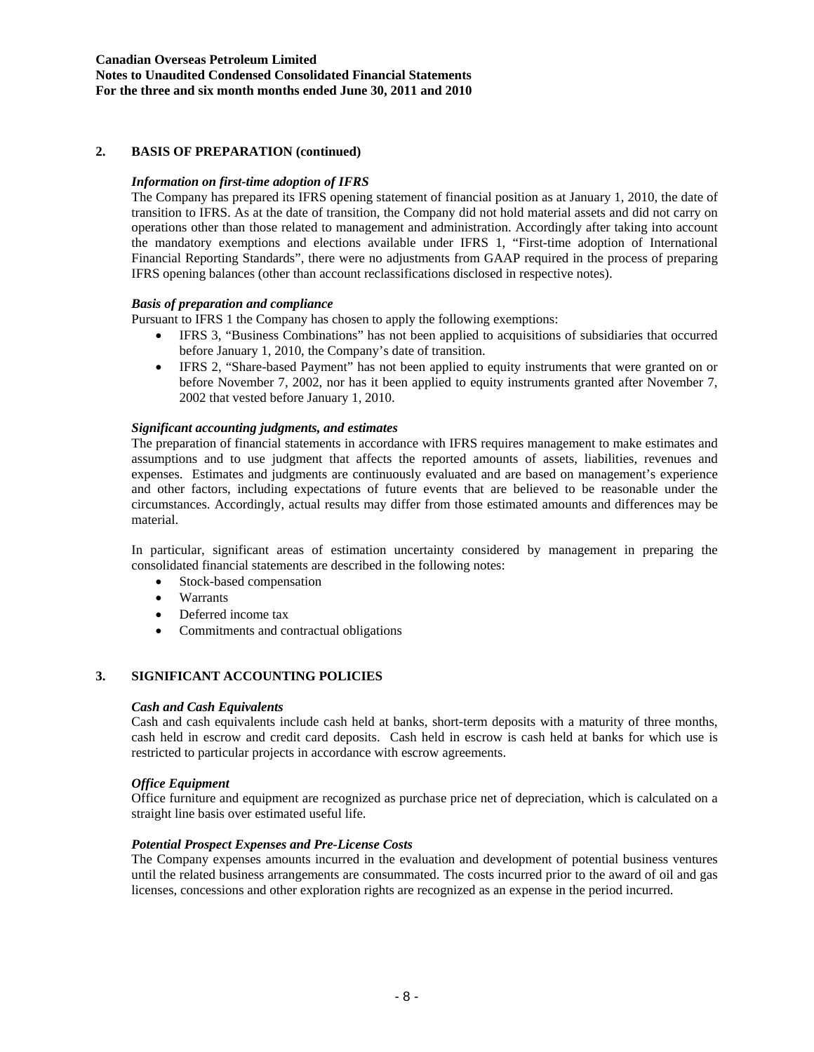## 2. BASIS OF PREPARATION (continued)

### *Information on first-time adoption of IFRS*

The Company has prepared its IFRS opening statement of financial position as at January 1, 2010, the date of transition to IFRS. As at the date of transition, the Company did not hold material assets and did not carry on operations other than those related to management and administration. Accordingly after taking into account the mandatory exemptions and elections available under IFRS 1, "First-time adoption of International Financial Reporting Standards", there were no adjustments from GAAP required in the process of preparing IFRS opening balances (other than account reclassifications disclosed in respective notes).

### *Basis of preparation and compliance*

Pursuant to IFRS 1 the Company has chosen to apply the following exemptions:

- IFRS 3, "Business Combinations" has not been applied to acquisitions of subsidiaries that occurred before January 1, 2010, the Company's date of transition.
- IFRS 2, "Share-based Payment" has not been applied to equity instruments that were granted on or before November 7, 2002, nor has it been applied to equity instruments granted after November 7, 2002 that vested before January 1, 2010.

### *Significant accounting judgments, and estimates*

The preparation of financial statements in accordance with IFRS requires management to make estimates and assumptions and to use judgment that affects the reported amounts of assets, liabilities, revenues and expenses. Estimates and judgments are continuously evaluated and are based on management's experience and other factors, including expectations of future events that are believed to be reasonable under the circumstances. Accordingly, actual results may differ from those estimated amounts and differences may be material.

In particular, significant areas of estimation uncertainty considered by management in preparing the consolidated financial statements are described in the following notes:

- Stock-based compensation
- Warrants
- Deferred income tax
- Commitments and contractual obligations

## 3. SIGNIFICANT ACCOUNTING POLICIES

### *Cash and Cash Equivalents*

Cash and cash equivalents include cash held at banks, short-term deposits with a maturity of three months, cash held in escrow and credit card deposits. Cash held in escrow is cash held at banks for which use is restricted to particular projects in accordance with escrow agreements.

### *Office Equipment*

Office furniture and equipment are recognized as purchase price net of depreciation, which is calculated on a straight line basis over estimated useful life.

### *Potential Prospect Expenses and Pre-License Costs*

The Company expenses amounts incurred in the evaluation and development of potential business ventures until the related business arrangements are consummated. The costs incurred prior to the award of oil and gas licenses, concessions and other exploration rights are recognized as an expense in the period incurred.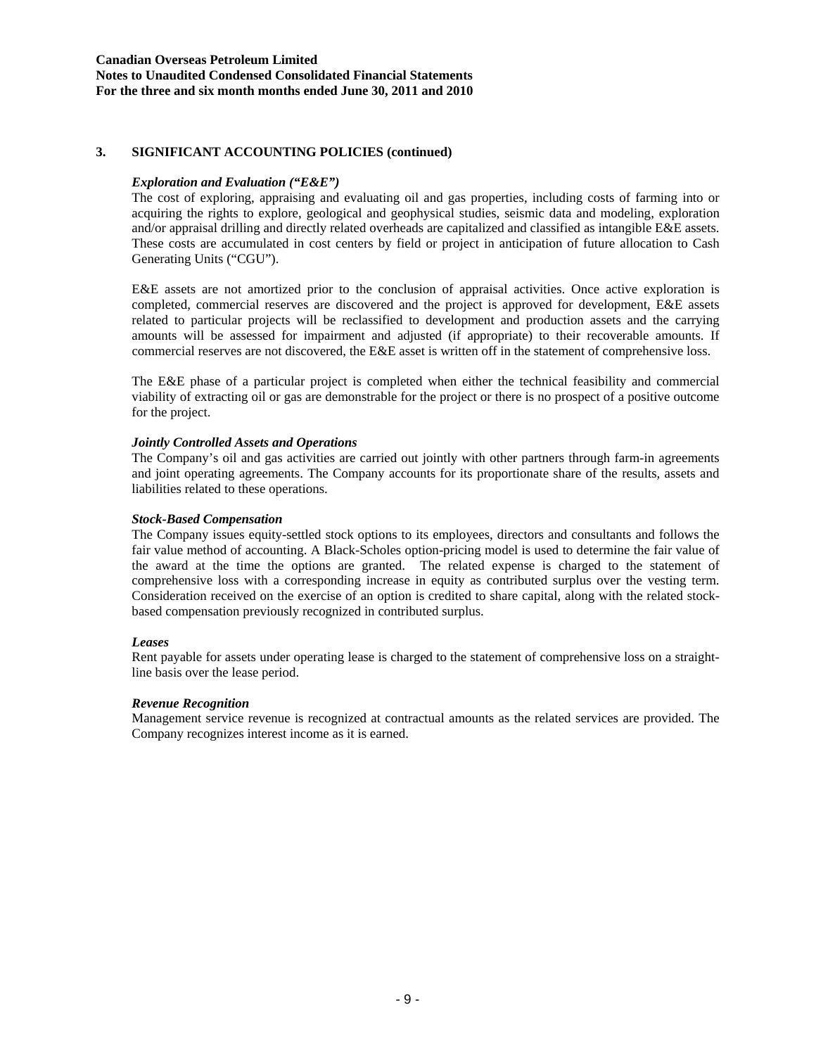## 3. SIGNIFICANT ACCOUNTING POLICIES (continued)

***Exploration and Evaluation ("E&E")***

The cost of exploring, appraising and evaluating oil and gas properties, including costs of farming into or acquiring the rights to explore, geological and geophysical studies, seismic data and modeling, exploration and/or appraisal drilling and directly related overheads are capitalized and classified as intangible E&E assets. These costs are accumulated in cost centers by field or project in anticipation of future allocation to Cash Generating Units ("CGU").

E&E assets are not amortized prior to the conclusion of appraisal activities. Once active exploration is completed, commercial reserves are discovered and the project is approved for development, E&E assets related to particular projects will be reclassified to development and production assets and the carrying amounts will be assessed for impairment and adjusted (if appropriate) to their recoverable amounts. If commercial reserves are not discovered, the E&E asset is written off in the statement of comprehensive loss.

The E&E phase of a particular project is completed when either the technical feasibility and commercial viability of extracting oil or gas are demonstrable for the project or there is no prospect of a positive outcome for the project.

***Jointly Controlled Assets and Operations***

The Company's oil and gas activities are carried out jointly with other partners through farm-in agreements and joint operating agreements. The Company accounts for its proportionate share of the results, assets and liabilities related to these operations.

***Stock-Based Compensation***

The Company issues equity-settled stock options to its employees, directors and consultants and follows the fair value method of accounting. A Black-Scholes option-pricing model is used to determine the fair value of the award at the time the options are granted. The related expense is charged to the statement of comprehensive loss with a corresponding increase in equity as contributed surplus over the vesting term. Consideration received on the exercise of an option is credited to share capital, along with the related stock-based compensation previously recognized in contributed surplus.

***Leases***

Rent payable for assets under operating lease is charged to the statement of comprehensive loss on a straight-line basis over the lease period.

***Revenue Recognition***

Management service revenue is recognized at contractual amounts as the related services are provided. The Company recognizes interest income as it is earned.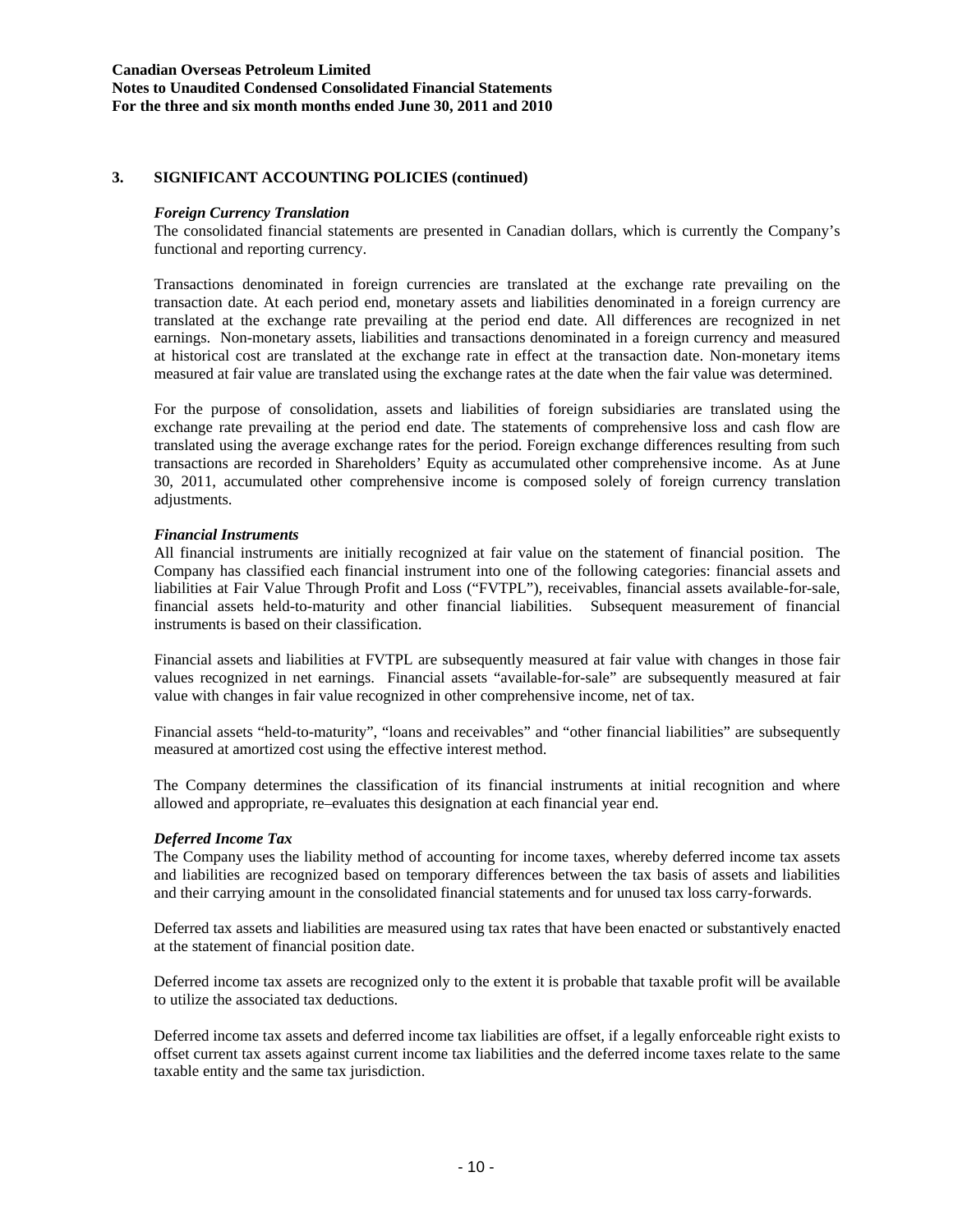## 3. SIGNIFICANT ACCOUNTING POLICIES (continued)

***Foreign Currency Translation***

The consolidated financial statements are presented in Canadian dollars, which is currently the Company's functional and reporting currency.

Transactions denominated in foreign currencies are translated at the exchange rate prevailing on the transaction date. At each period end, monetary assets and liabilities denominated in a foreign currency are translated at the exchange rate prevailing at the period end date. All differences are recognized in net earnings. Non-monetary assets, liabilities and transactions denominated in a foreign currency and measured at historical cost are translated at the exchange rate in effect at the transaction date. Non-monetary items measured at fair value are translated using the exchange rates at the date when the fair value was determined.

For the purpose of consolidation, assets and liabilities of foreign subsidiaries are translated using the exchange rate prevailing at the period end date. The statements of comprehensive loss and cash flow are translated using the average exchange rates for the period. Foreign exchange differences resulting from such transactions are recorded in Shareholders' Equity as accumulated other comprehensive income. As at June 30, 2011, accumulated other comprehensive income is composed solely of foreign currency translation adjustments.

***Financial Instruments***

All financial instruments are initially recognized at fair value on the statement of financial position. The Company has classified each financial instrument into one of the following categories: financial assets and liabilities at Fair Value Through Profit and Loss ("FVTPL"), receivables, financial assets available-for-sale, financial assets held-to-maturity and other financial liabilities. Subsequent measurement of financial instruments is based on their classification.

Financial assets and liabilities at FVTPL are subsequently measured at fair value with changes in those fair values recognized in net earnings. Financial assets "available-for-sale" are subsequently measured at fair value with changes in fair value recognized in other comprehensive income, net of tax.

Financial assets "held-to-maturity", "loans and receivables" and "other financial liabilities" are subsequently measured at amortized cost using the effective interest method.

The Company determines the classification of its financial instruments at initial recognition and where allowed and appropriate, re–evaluates this designation at each financial year end.

***Deferred Income Tax***

The Company uses the liability method of accounting for income taxes, whereby deferred income tax assets and liabilities are recognized based on temporary differences between the tax basis of assets and liabilities and their carrying amount in the consolidated financial statements and for unused tax loss carry-forwards.

Deferred tax assets and liabilities are measured using tax rates that have been enacted or substantively enacted at the statement of financial position date.

Deferred income tax assets are recognized only to the extent it is probable that taxable profit will be available to utilize the associated tax deductions.

Deferred income tax assets and deferred income tax liabilities are offset, if a legally enforceable right exists to offset current tax assets against current income tax liabilities and the deferred income taxes relate to the same taxable entity and the same tax jurisdiction.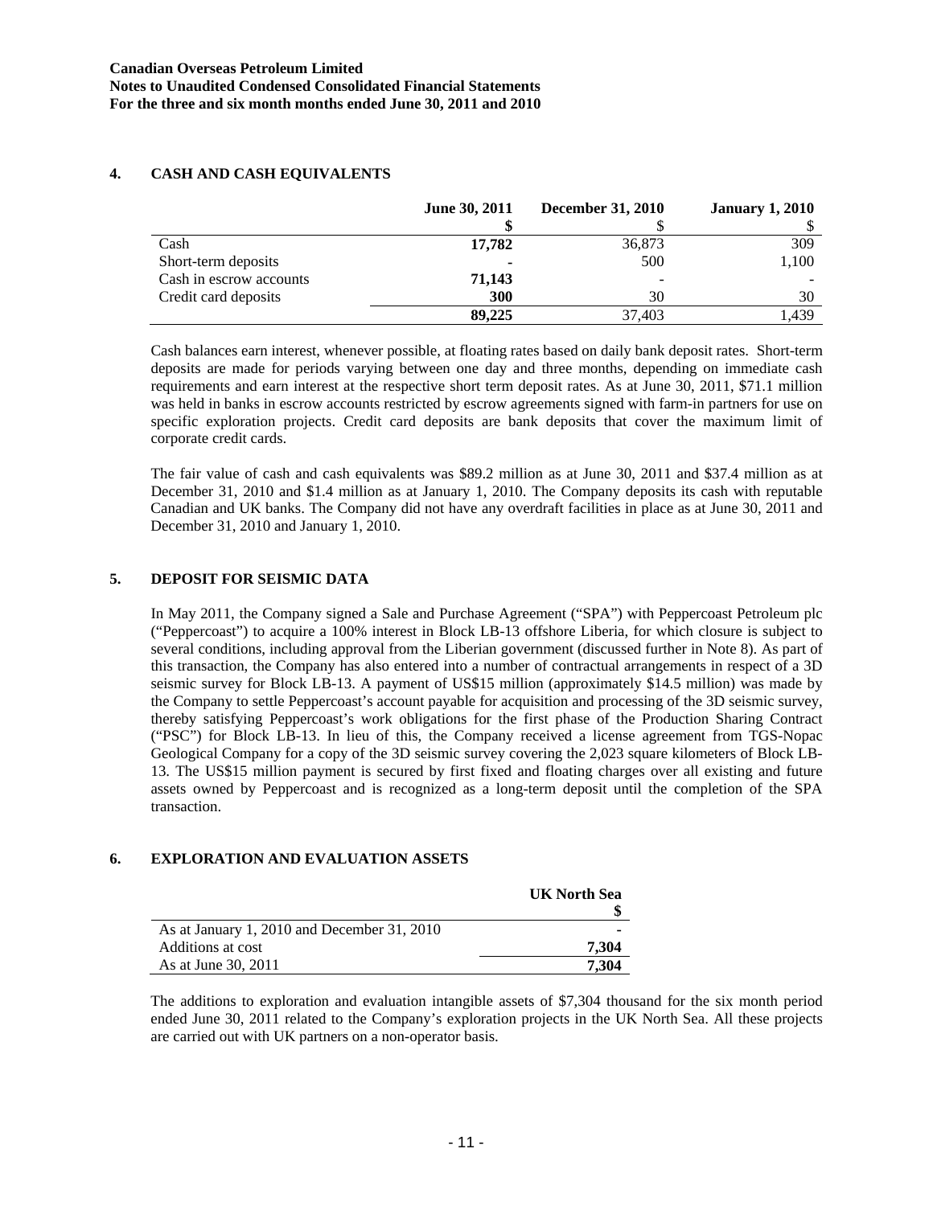## 4. CASH AND CASH EQUIVALENTS

| | June 30, 2011 | December 31, 2010 | January 1, 2010 |
|---|---|---|---|
| | **$** | $ | $ |
| Cash | **17,782** | 36,873 | 309 |
| Short-term deposits | **-** | 500 | 1,100 |
| Cash in escrow accounts | **71,143** | - | - |
| Credit card deposits | **300** | 30 | 30 |
| | **89,225** | 37,403 | 1,439 |

Cash balances earn interest, whenever possible, at floating rates based on daily bank deposit rates. Short-term deposits are made for periods varying between one day and three months, depending on immediate cash requirements and earn interest at the respective short term deposit rates. As at June 30, 2011, $71.1 million was held in banks in escrow accounts restricted by escrow agreements signed with farm-in partners for use on specific exploration projects. Credit card deposits are bank deposits that cover the maximum limit of corporate credit cards.

The fair value of cash and cash equivalents was $89.2 million as at June 30, 2011 and $37.4 million as at December 31, 2010 and $1.4 million as at January 1, 2010. The Company deposits its cash with reputable Canadian and UK banks. The Company did not have any overdraft facilities in place as at June 30, 2011 and December 31, 2010 and January 1, 2010.

## 5. DEPOSIT FOR SEISMIC DATA

In May 2011, the Company signed a Sale and Purchase Agreement ("SPA") with Peppercoast Petroleum plc ("Peppercoast") to acquire a 100% interest in Block LB-13 offshore Liberia, for which closure is subject to several conditions, including approval from the Liberian government (discussed further in Note 8). As part of this transaction, the Company has also entered into a number of contractual arrangements in respect of a 3D seismic survey for Block LB-13. A payment of US$15 million (approximately $14.5 million) was made by the Company to settle Peppercoast's account payable for acquisition and processing of the 3D seismic survey, thereby satisfying Peppercoast's work obligations for the first phase of the Production Sharing Contract ("PSC") for Block LB-13. In lieu of this, the Company received a license agreement from TGS-Nopac Geological Company for a copy of the 3D seismic survey covering the 2,023 square kilometers of Block LB-13. The US$15 million payment is secured by first fixed and floating charges over all existing and future assets owned by Peppercoast and is recognized as a long-term deposit until the completion of the SPA transaction.

## 6. EXPLORATION AND EVALUATION ASSETS

| | UK North Sea |
|---|---|
| | **$** |
| As at January 1, 2010 and December 31, 2010 | **-** |
| Additions at cost | **7,304** |
| As at June 30, 2011 | **7,304** |

The additions to exploration and evaluation intangible assets of $7,304 thousand for the six month period ended June 30, 2011 related to the Company's exploration projects in the UK North Sea. All these projects are carried out with UK partners on a non-operator basis.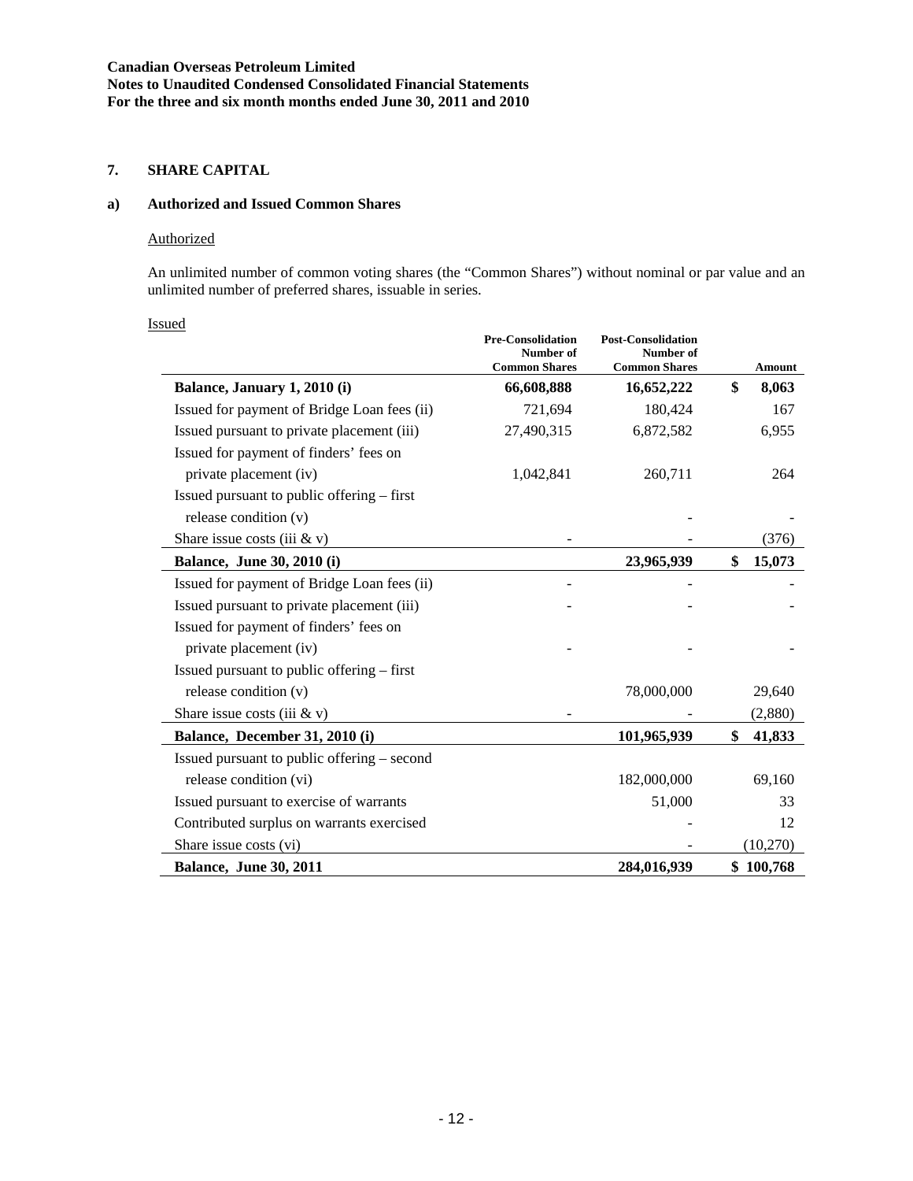### 7. SHARE CAPITAL

#### a) Authorized and Issued Common Shares

Authorized

An unlimited number of common voting shares (the "Common Shares") without nominal or par value and an unlimited number of preferred shares, issuable in series.

Issued

| | Pre-Consolidation Number of Common Shares | Post-Consolidation Number of Common Shares | Amount |
|---|---|---|---|
| **Balance, January 1, 2010 (i)** | **66,608,888** | **16,652,222** | **$ 8,063** |
| Issued for payment of Bridge Loan fees (ii) | 721,694 | 180,424 | 167 |
| Issued pursuant to private placement (iii) | 27,490,315 | 6,872,582 | 6,955 |
| Issued for payment of finders' fees on private placement (iv) | 1,042,841 | 260,711 | 264 |
| Issued pursuant to public offering – first release condition (v) | | - | - |
| Share issue costs (iii & v) | - | - | (376) |
| **Balance, June 30, 2010 (i)** | | **23,965,939** | **$ 15,073** |
| Issued for payment of Bridge Loan fees (ii) | - | - | - |
| Issued pursuant to private placement (iii) | - | - | - |
| Issued for payment of finders' fees on private placement (iv) | - | - | - |
| Issued pursuant to public offering – first release condition (v) | | 78,000,000 | 29,640 |
| Share issue costs (iii & v) | - | - | (2,880) |
| **Balance, December 31, 2010 (i)** | | **101,965,939** | **$ 41,833** |
| Issued pursuant to public offering – second release condition (vi) | | 182,000,000 | 69,160 |
| Issued pursuant to exercise of warrants | | 51,000 | 33 |
| Contributed surplus on warrants exercised | | - | 12 |
| Share issue costs (vi) | | - | (10,270) |
| **Balance, June 30, 2011** | | **284,016,939** | **$ 100,768** |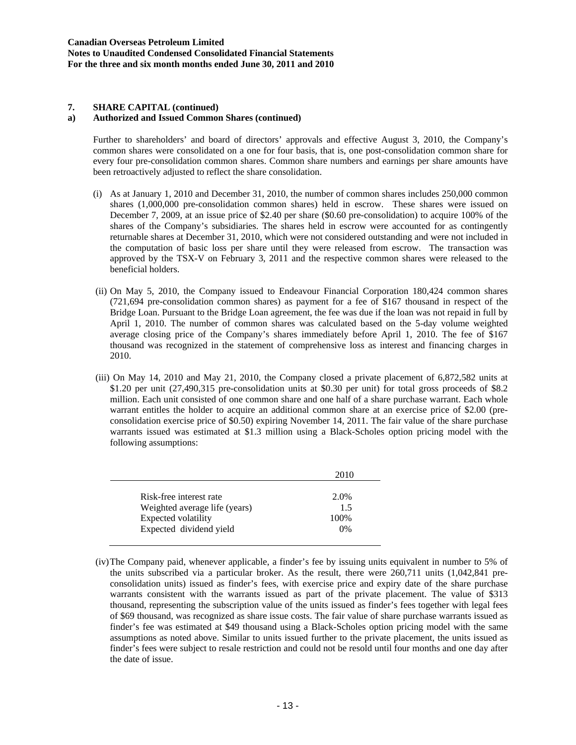### 7. SHARE CAPITAL (continued)

#### a) Authorized and Issued Common Shares (continued)

Further to shareholders' and board of directors' approvals and effective August 3, 2010, the Company's common shares were consolidated on a one for four basis, that is, one post-consolidation common share for every four pre-consolidation common shares. Common share numbers and earnings per share amounts have been retroactively adjusted to reflect the share consolidation.

(i) As at January 1, 2010 and December 31, 2010, the number of common shares includes 250,000 common shares (1,000,000 pre-consolidation common shares) held in escrow. These shares were issued on December 7, 2009, at an issue price of $2.40 per share ($0.60 pre-consolidation) to acquire 100% of the shares of the Company's subsidiaries. The shares held in escrow were accounted for as contingently returnable shares at December 31, 2010, which were not considered outstanding and were not included in the computation of basic loss per share until they were released from escrow. The transaction was approved by the TSX-V on February 3, 2011 and the respective common shares were released to the beneficial holders.

(ii) On May 5, 2010, the Company issued to Endeavour Financial Corporation 180,424 common shares (721,694 pre-consolidation common shares) as payment for a fee of $167 thousand in respect of the Bridge Loan. Pursuant to the Bridge Loan agreement, the fee was due if the loan was not repaid in full by April 1, 2010. The number of common shares was calculated based on the 5-day volume weighted average closing price of the Company's shares immediately before April 1, 2010. The fee of $167 thousand was recognized in the statement of comprehensive loss as interest and financing charges in 2010.

(iii) On May 14, 2010 and May 21, 2010, the Company closed a private placement of 6,872,582 units at $1.20 per unit (27,490,315 pre-consolidation units at $0.30 per unit) for total gross proceeds of $8.2 million. Each unit consisted of one common share and one half of a share purchase warrant. Each whole warrant entitles the holder to acquire an additional common share at an exercise price of $2.00 (pre-consolidation exercise price of $0.50) expiring November 14, 2011. The fair value of the share purchase warrants issued was estimated at $1.3 million using a Black-Scholes option pricing model with the following assumptions:

| | 2010 |
|---|---|
| Risk-free interest rate | 2.0% |
| Weighted average life (years) | 1.5 |
| Expected volatility | 100% |
| Expected dividend yield | 0% |

(iv) The Company paid, whenever applicable, a finder's fee by issuing units equivalent in number to 5% of the units subscribed via a particular broker. As the result, there were 260,711 units (1,042,841 pre-consolidation units) issued as finder's fees, with exercise price and expiry date of the share purchase warrants consistent with the warrants issued as part of the private placement. The value of $313 thousand, representing the subscription value of the units issued as finder's fees together with legal fees of $69 thousand, was recognized as share issue costs. The fair value of share purchase warrants issued as finder's fee was estimated at $49 thousand using a Black-Scholes option pricing model with the same assumptions as noted above. Similar to units issued further to the private placement, the units issued as finder's fees were subject to resale restriction and could not be resold until four months and one day after the date of issue.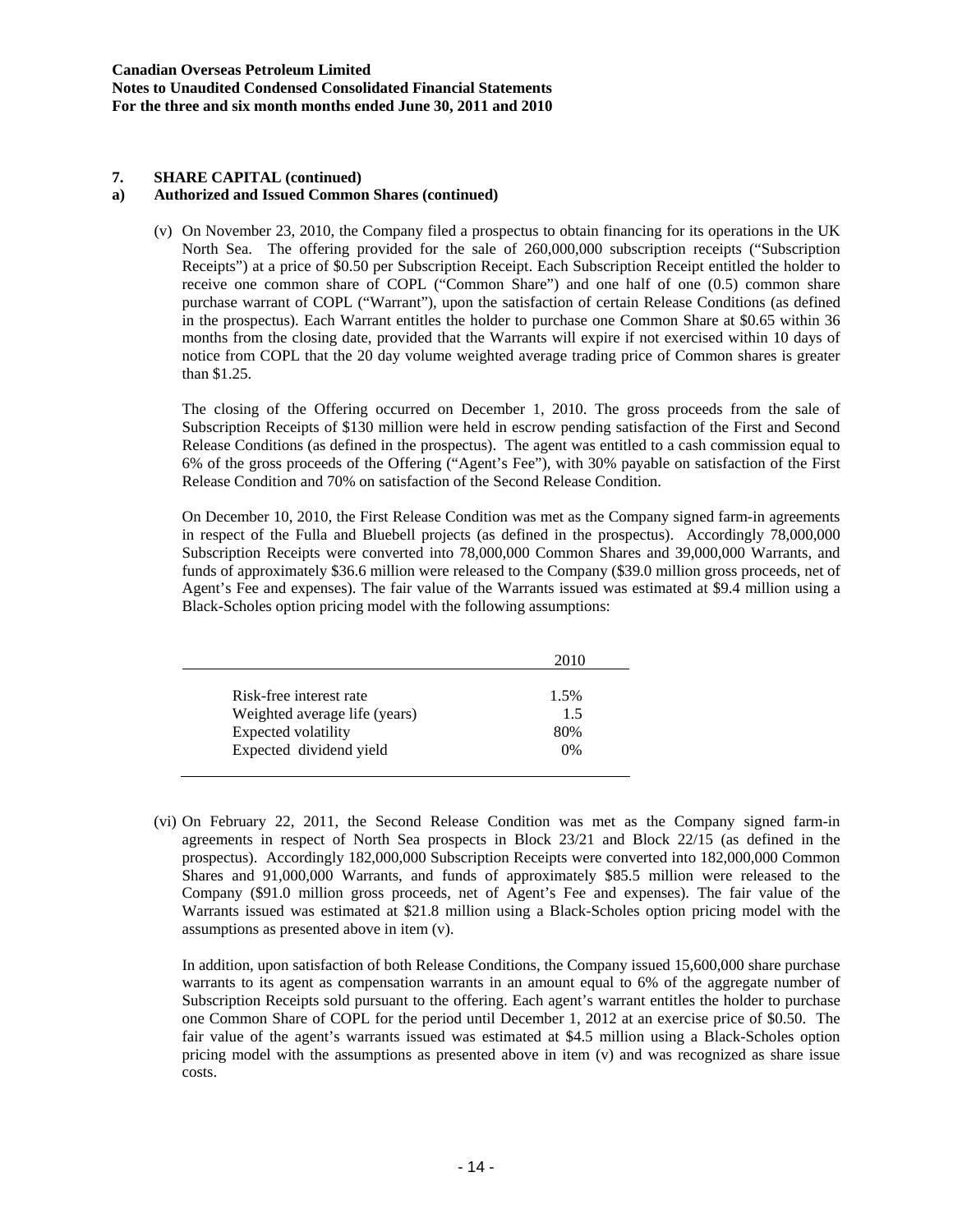## 7. SHARE CAPITAL (continued)

### a) Authorized and Issued Common Shares (continued)

(v) On November 23, 2010, the Company filed a prospectus to obtain financing for its operations in the UK North Sea. The offering provided for the sale of 260,000,000 subscription receipts ("Subscription Receipts") at a price of $0.50 per Subscription Receipt. Each Subscription Receipt entitled the holder to receive one common share of COPL ("Common Share") and one half of one (0.5) common share purchase warrant of COPL ("Warrant"), upon the satisfaction of certain Release Conditions (as defined in the prospectus). Each Warrant entitles the holder to purchase one Common Share at $0.65 within 36 months from the closing date, provided that the Warrants will expire if not exercised within 10 days of notice from COPL that the 20 day volume weighted average trading price of Common shares is greater than $1.25.

The closing of the Offering occurred on December 1, 2010. The gross proceeds from the sale of Subscription Receipts of $130 million were held in escrow pending satisfaction of the First and Second Release Conditions (as defined in the prospectus). The agent was entitled to a cash commission equal to 6% of the gross proceeds of the Offering ("Agent's Fee"), with 30% payable on satisfaction of the First Release Condition and 70% on satisfaction of the Second Release Condition.

On December 10, 2010, the First Release Condition was met as the Company signed farm-in agreements in respect of the Fulla and Bluebell projects (as defined in the prospectus). Accordingly 78,000,000 Subscription Receipts were converted into 78,000,000 Common Shares and 39,000,000 Warrants, and funds of approximately $36.6 million were released to the Company ($39.0 million gross proceeds, net of Agent's Fee and expenses). The fair value of the Warrants issued was estimated at $9.4 million using a Black-Scholes option pricing model with the following assumptions:

| | 2010 |
|---|---|
| Risk-free interest rate | 1.5% |
| Weighted average life (years) | 1.5 |
| Expected volatility | 80% |
| Expected dividend yield | 0% |

(vi) On February 22, 2011, the Second Release Condition was met as the Company signed farm-in agreements in respect of North Sea prospects in Block 23/21 and Block 22/15 (as defined in the prospectus). Accordingly 182,000,000 Subscription Receipts were converted into 182,000,000 Common Shares and 91,000,000 Warrants, and funds of approximately $85.5 million were released to the Company ($91.0 million gross proceeds, net of Agent's Fee and expenses). The fair value of the Warrants issued was estimated at $21.8 million using a Black-Scholes option pricing model with the assumptions as presented above in item (v).

In addition, upon satisfaction of both Release Conditions, the Company issued 15,600,000 share purchase warrants to its agent as compensation warrants in an amount equal to 6% of the aggregate number of Subscription Receipts sold pursuant to the offering. Each agent's warrant entitles the holder to purchase one Common Share of COPL for the period until December 1, 2012 at an exercise price of $0.50. The fair value of the agent's warrants issued was estimated at $4.5 million using a Black-Scholes option pricing model with the assumptions as presented above in item (v) and was recognized as share issue costs.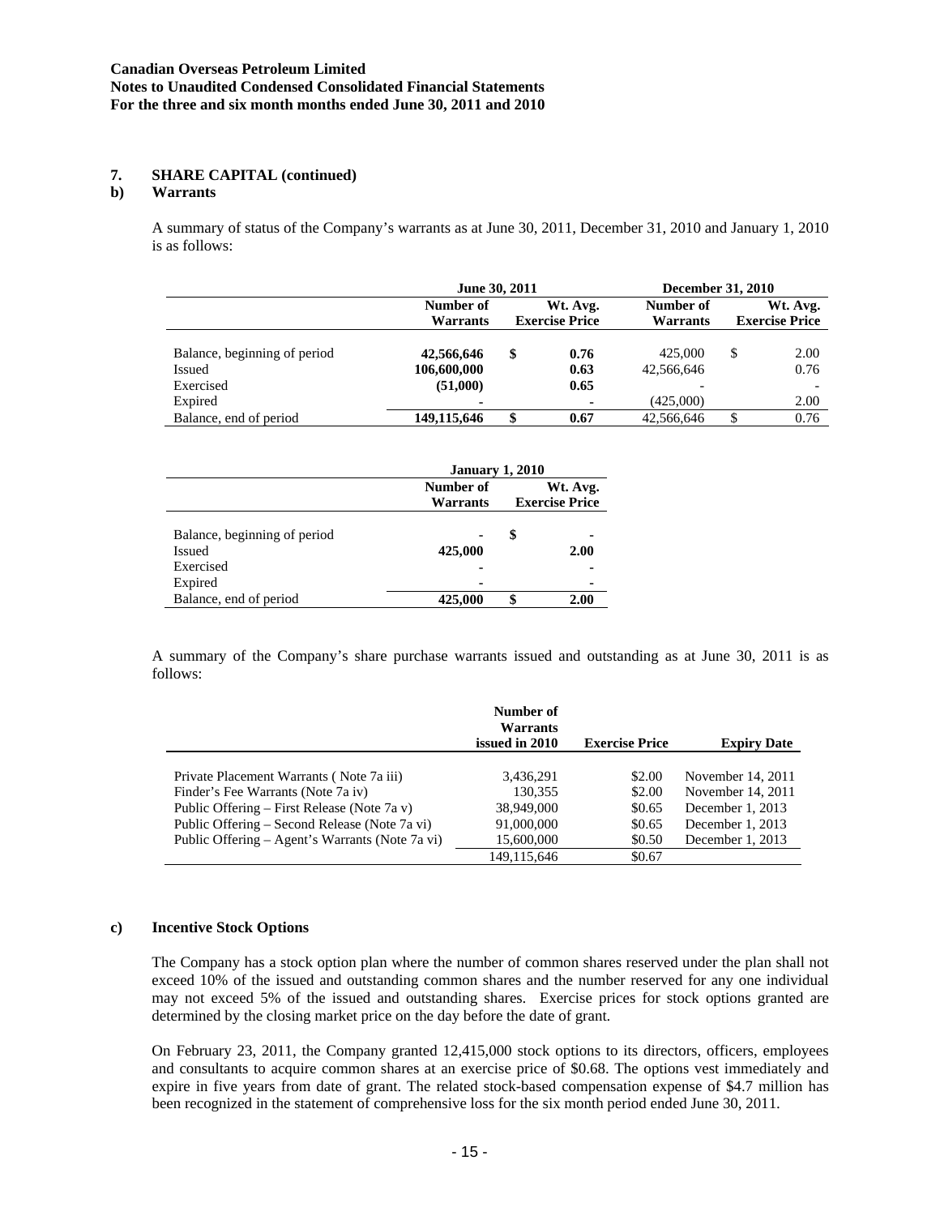### 7. SHARE CAPITAL (continued)

#### b) Warrants

A summary of status of the Company's warrants as at June 30, 2011, December 31, 2010 and January 1, 2010 is as follows:

| | June 30, 2011 | | December 31, 2010 | |
|---|---|---|---|---|
| | Number of Warrants | Wt. Avg. Exercise Price | Number of Warrants | Wt. Avg. Exercise Price |
| Balance, beginning of period | **42,566,646** | **$ 0.76** | 425,000 | $ 2.00 |
| Issued | **106,600,000** | **0.63** | 42,566,646 | 0.76 |
| Exercised | **(51,000)** | **0.65** | - | - |
| Expired | **-** | **-** | (425,000) | 2.00 |
| Balance, end of period | **149,115,646** | **$ 0.67** | 42,566,646 | $ 0.76 |

| | January 1, 2010 | |
|---|---|---|
| | Number of Warrants | Wt. Avg. Exercise Price |
| Balance, beginning of period | **-** | **$ -** |
| Issued | **425,000** | **2.00** |
| Exercised | **-** | **-** |
| Expired | **-** | **-** |
| Balance, end of period | **425,000** | **$ 2.00** |

A summary of the Company's share purchase warrants issued and outstanding as at June 30, 2011 is as follows:

| | Number of Warrants issued in 2010 | Exercise Price | Expiry Date |
|---|---|---|---|
| Private Placement Warrants ( Note 7a iii) | 3,436,291 | $2.00 | November 14, 2011 |
| Finder's Fee Warrants (Note 7a iv) | 130,355 | $2.00 | November 14, 2011 |
| Public Offering – First Release (Note 7a v) | 38,949,000 | $0.65 | December 1, 2013 |
| Public Offering – Second Release (Note 7a vi) | 91,000,000 | $0.65 | December 1, 2013 |
| Public Offering – Agent's Warrants (Note 7a vi) | 15,600,000 | $0.50 | December 1, 2013 |
| | 149,115,646 | $0.67 | |

#### c) Incentive Stock Options

The Company has a stock option plan where the number of common shares reserved under the plan shall not exceed 10% of the issued and outstanding common shares and the number reserved for any one individual may not exceed 5% of the issued and outstanding shares. Exercise prices for stock options granted are determined by the closing market price on the day before the date of grant.

On February 23, 2011, the Company granted 12,415,000 stock options to its directors, officers, employees and consultants to acquire common shares at an exercise price of $0.68. The options vest immediately and expire in five years from date of grant. The related stock-based compensation expense of $4.7 million has been recognized in the statement of comprehensive loss for the six month period ended June 30, 2011.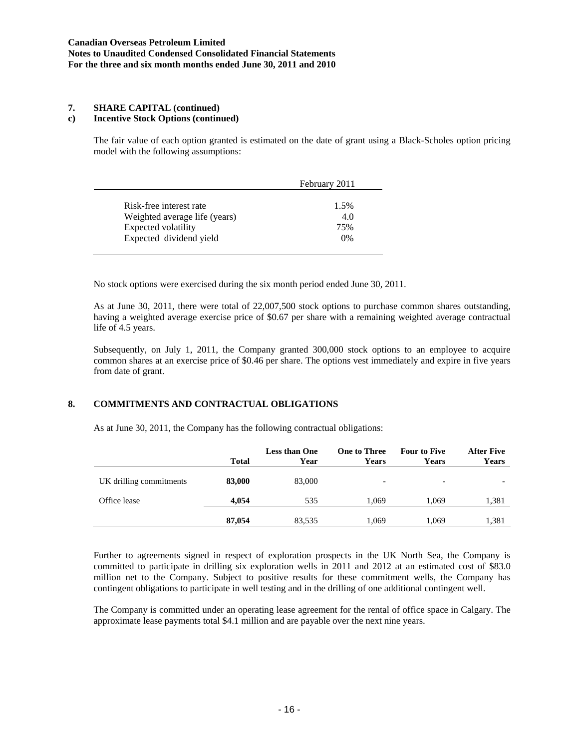## 7. SHARE CAPITAL (continued)

### c) Incentive Stock Options (continued)

The fair value of each option granted is estimated on the date of grant using a Black-Scholes option pricing model with the following assumptions:

| | February 2011 |
|---|---|
| Risk-free interest rate | 1.5% |
| Weighted average life (years) | 4.0 |
| Expected volatility | 75% |
| Expected dividend yield | 0% |

No stock options were exercised during the six month period ended June 30, 2011.

As at June 30, 2011, there were total of 22,007,500 stock options to purchase common shares outstanding, having a weighted average exercise price of $0.67 per share with a remaining weighted average contractual life of 4.5 years.

Subsequently, on July 1, 2011, the Company granted 300,000 stock options to an employee to acquire common shares at an exercise price of $0.46 per share. The options vest immediately and expire in five years from date of grant.

## 8. COMMITMENTS AND CONTRACTUAL OBLIGATIONS

As at June 30, 2011, the Company has the following contractual obligations:

| | Total | Less than One Year | One to Three Years | Four to Five Years | After Five Years |
|---|---|---|---|---|---|
| UK drilling commitments | **83,000** | 83,000 | - | - | - |
| Office lease | **4,054** | 535 | 1,069 | 1,069 | 1,381 |
| | **87,054** | 83,535 | 1,069 | 1,069 | 1,381 |

Further to agreements signed in respect of exploration prospects in the UK North Sea, the Company is committed to participate in drilling six exploration wells in 2011 and 2012 at an estimated cost of $83.0 million net to the Company. Subject to positive results for these commitment wells, the Company has contingent obligations to participate in well testing and in the drilling of one additional contingent well.

The Company is committed under an operating lease agreement for the rental of office space in Calgary. The approximate lease payments total $4.1 million and are payable over the next nine years.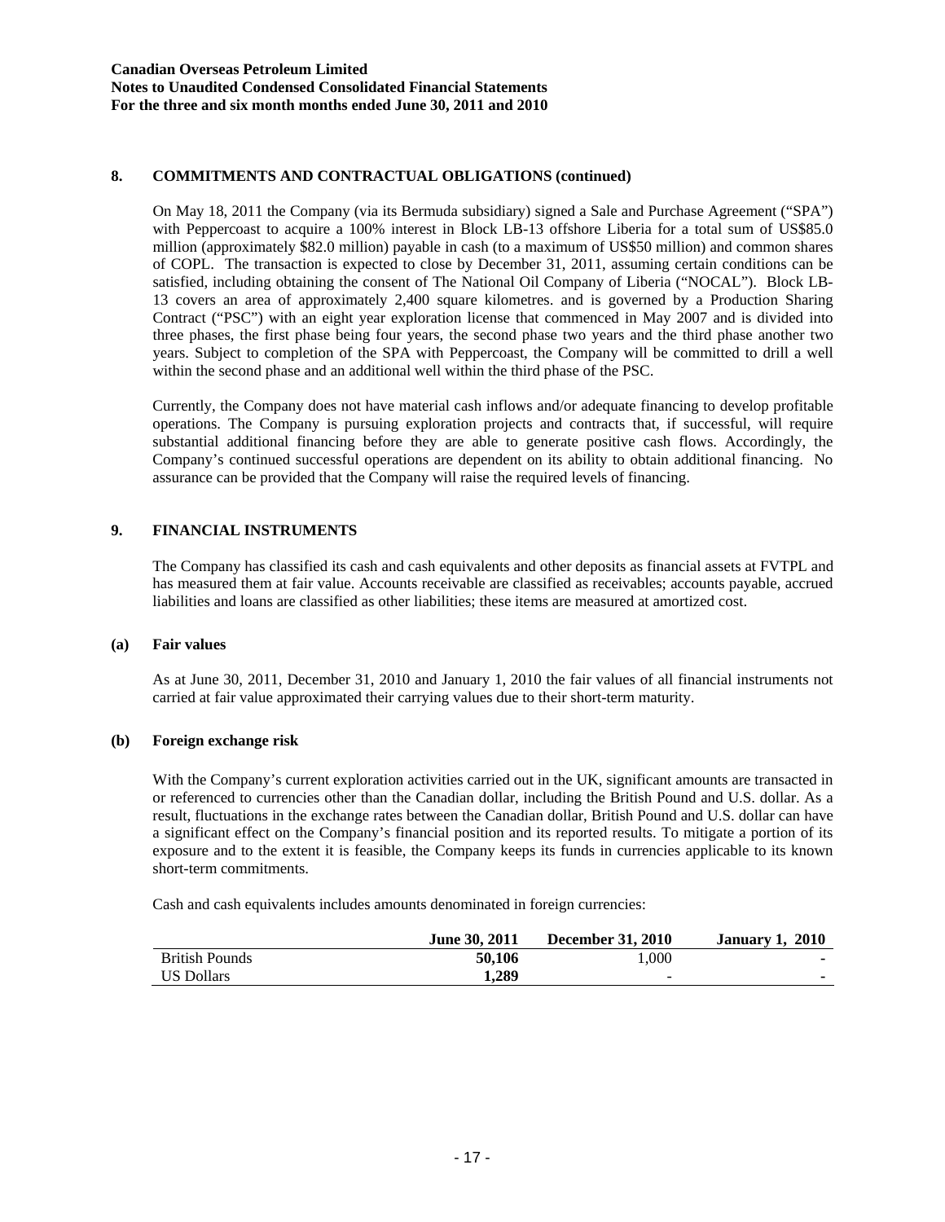## 8. COMMITMENTS AND CONTRACTUAL OBLIGATIONS (continued)

On May 18, 2011 the Company (via its Bermuda subsidiary) signed a Sale and Purchase Agreement ("SPA") with Peppercoast to acquire a 100% interest in Block LB-13 offshore Liberia for a total sum of US$85.0 million (approximately $82.0 million) payable in cash (to a maximum of US$50 million) and common shares of COPL. The transaction is expected to close by December 31, 2011, assuming certain conditions can be satisfied, including obtaining the consent of The National Oil Company of Liberia ("NOCAL"). Block LB-13 covers an area of approximately 2,400 square kilometres. and is governed by a Production Sharing Contract ("PSC") with an eight year exploration license that commenced in May 2007 and is divided into three phases, the first phase being four years, the second phase two years and the third phase another two years. Subject to completion of the SPA with Peppercoast, the Company will be committed to drill a well within the second phase and an additional well within the third phase of the PSC.

Currently, the Company does not have material cash inflows and/or adequate financing to develop profitable operations. The Company is pursuing exploration projects and contracts that, if successful, will require substantial additional financing before they are able to generate positive cash flows. Accordingly, the Company's continued successful operations are dependent on its ability to obtain additional financing. No assurance can be provided that the Company will raise the required levels of financing.

## 9. FINANCIAL INSTRUMENTS

The Company has classified its cash and cash equivalents and other deposits as financial assets at FVTPL and has measured them at fair value. Accounts receivable are classified as receivables; accounts payable, accrued liabilities and loans are classified as other liabilities; these items are measured at amortized cost.

### (a) Fair values

As at June 30, 2011, December 31, 2010 and January 1, 2010 the fair values of all financial instruments not carried at fair value approximated their carrying values due to their short-term maturity.

### (b) Foreign exchange risk

With the Company's current exploration activities carried out in the UK, significant amounts are transacted in or referenced to currencies other than the Canadian dollar, including the British Pound and U.S. dollar. As a result, fluctuations in the exchange rates between the Canadian dollar, British Pound and U.S. dollar can have a significant effect on the Company's financial position and its reported results. To mitigate a portion of its exposure and to the extent it is feasible, the Company keeps its funds in currencies applicable to its known short-term commitments.

Cash and cash equivalents includes amounts denominated in foreign currencies:

| | June 30, 2011 | December 31, 2010 | January 1, 2010 |
|---|---|---|---|
| British Pounds | **50,106** | 1,000 | - |
| US Dollars | **1,289** | - | - |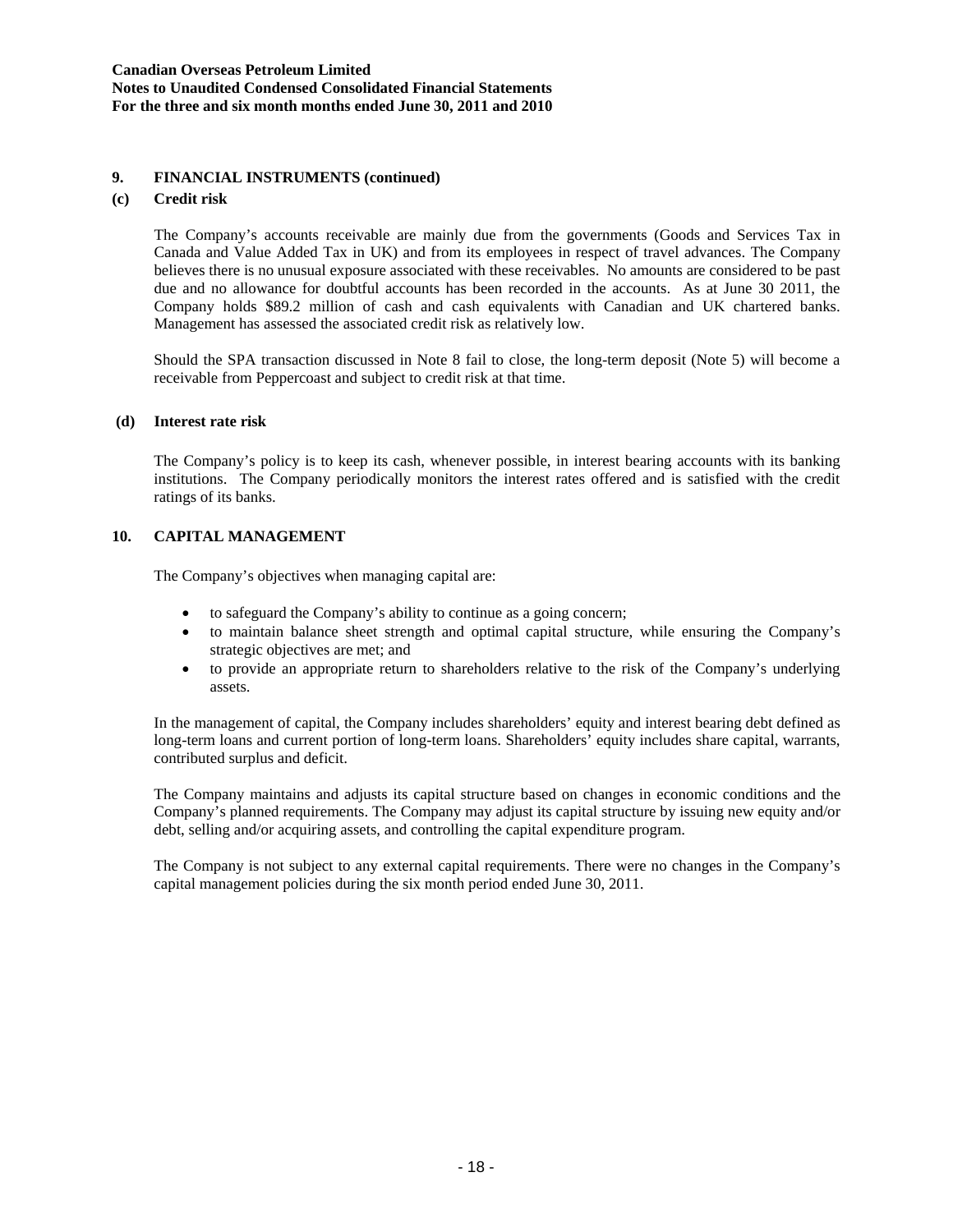## 9. FINANCIAL INSTRUMENTS (continued)

### (c) Credit risk

The Company's accounts receivable are mainly due from the governments (Goods and Services Tax in Canada and Value Added Tax in UK) and from its employees in respect of travel advances. The Company believes there is no unusual exposure associated with these receivables. No amounts are considered to be past due and no allowance for doubtful accounts has been recorded in the accounts. As at June 30 2011, the Company holds $89.2 million of cash and cash equivalents with Canadian and UK chartered banks. Management has assessed the associated credit risk as relatively low.

Should the SPA transaction discussed in Note 8 fail to close, the long-term deposit (Note 5) will become a receivable from Peppercoast and subject to credit risk at that time.

### (d) Interest rate risk

The Company's policy is to keep its cash, whenever possible, in interest bearing accounts with its banking institutions. The Company periodically monitors the interest rates offered and is satisfied with the credit ratings of its banks.

## 10. CAPITAL MANAGEMENT

The Company's objectives when managing capital are:

- to safeguard the Company's ability to continue as a going concern;
- to maintain balance sheet strength and optimal capital structure, while ensuring the Company's strategic objectives are met; and
- to provide an appropriate return to shareholders relative to the risk of the Company's underlying assets.

In the management of capital, the Company includes shareholders' equity and interest bearing debt defined as long-term loans and current portion of long-term loans. Shareholders' equity includes share capital, warrants, contributed surplus and deficit.

The Company maintains and adjusts its capital structure based on changes in economic conditions and the Company's planned requirements. The Company may adjust its capital structure by issuing new equity and/or debt, selling and/or acquiring assets, and controlling the capital expenditure program.

The Company is not subject to any external capital requirements. There were no changes in the Company's capital management policies during the six month period ended June 30, 2011.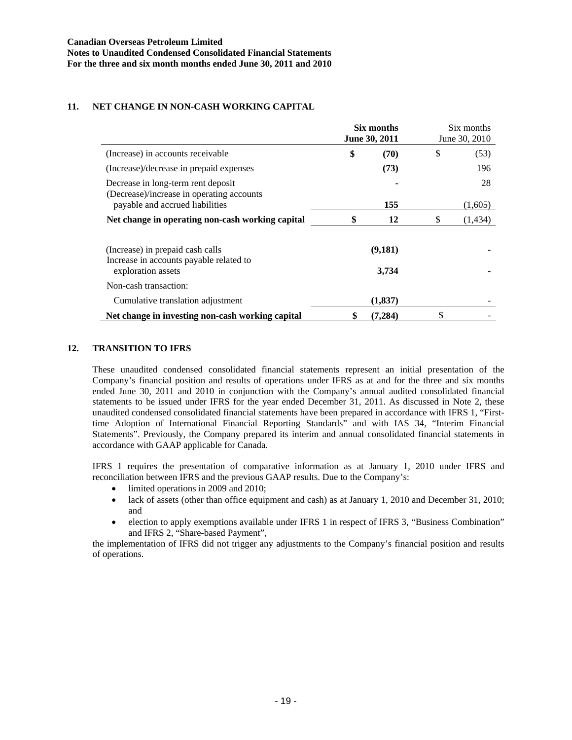## 11. NET CHANGE IN NON-CASH WORKING CAPITAL

| | Six months June 30, 2011 | Six months June 30, 2010 |
|---|---|---|
| (Increase) in accounts receivable | **$ (70)** | $ (53) |
| (Increase)/decrease in prepaid expenses | **(73)** | 196 |
| Decrease in long-term rent deposit | **-** | 28 |
| (Decrease)/increase in operating accounts payable and accrued liabilities | **155** | (1,605) |
| **Net change in operating non-cash working capital** | **$ 12** | $ (1,434) |
| (Increase) in prepaid cash calls | **(9,181)** | - |
| Increase in accounts payable related to exploration assets | **3,734** | - |
| Non-cash transaction: | | |
| Cumulative translation adjustment | **(1,837)** | - |
| **Net change in investing non-cash working capital** | **$ (7,284)** | $ - |

## 12. TRANSITION TO IFRS

These unaudited condensed consolidated financial statements represent an initial presentation of the Company's financial position and results of operations under IFRS as at and for the three and six months ended June 30, 2011 and 2010 in conjunction with the Company's annual audited consolidated financial statements to be issued under IFRS for the year ended December 31, 2011. As discussed in Note 2, these unaudited condensed consolidated financial statements have been prepared in accordance with IFRS 1, "First-time Adoption of International Financial Reporting Standards" and with IAS 34, "Interim Financial Statements". Previously, the Company prepared its interim and annual consolidated financial statements in accordance with GAAP applicable for Canada.

IFRS 1 requires the presentation of comparative information as at January 1, 2010 under IFRS and reconciliation between IFRS and the previous GAAP results. Due to the Company's:

- limited operations in 2009 and 2010;
- lack of assets (other than office equipment and cash) as at January 1, 2010 and December 31, 2010; and
- election to apply exemptions available under IFRS 1 in respect of IFRS 3, "Business Combination" and IFRS 2, "Share-based Payment",

the implementation of IFRS did not trigger any adjustments to the Company's financial position and results of operations.